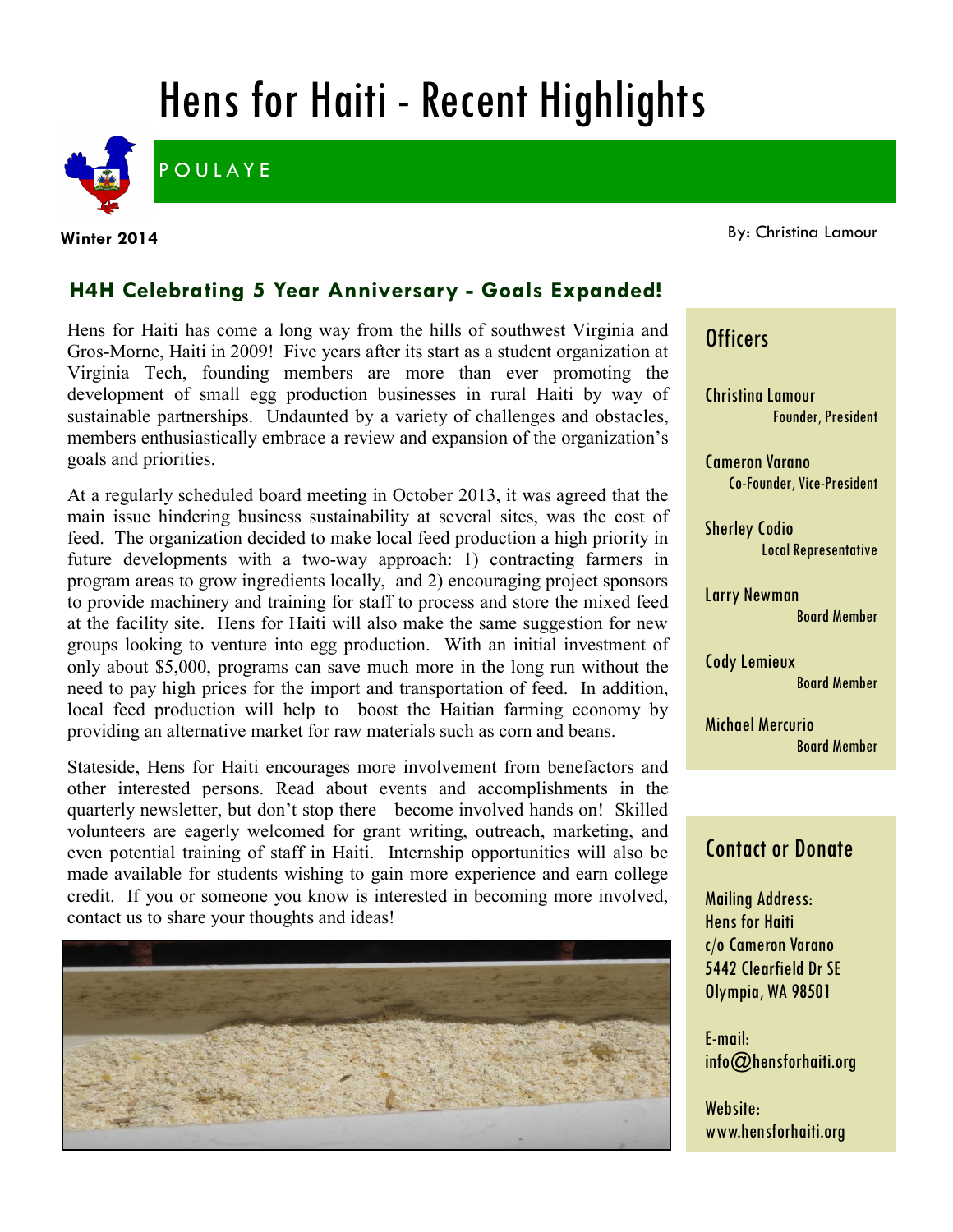# Hens for Haiti - Recent Highlights

POULAYE

**Winter 2014**

By: Christina Lamour

## H4H Celebrating 5 Year Anniversary - Goals Expanded!

Hens for Haiti has come a long way from the hills of southwest Virginia and Gros-Morne, Haiti in 2009! Five years after its start as a student organization at Virginia Tech, founding members are more than ever promoting the development of small egg production businesses in rural Haiti by way of sustainable partnerships. Undaunted by a variety of challenges and obstacles, members enthusiastically embrace a review and expansion of the organization's goals and priorities.

At a regularly scheduled board meeting in October 2013, it was agreed that the main issue hindering business sustainability at several sites, was the cost of feed. The organization decided to make local feed production a high priority in future developments with a two-way approach: 1) contracting farmers in program areas to grow ingredients locally, and 2) encouraging project sponsors to provide machinery and training for staff to process and store the mixed feed at the facility site. Hens for Haiti will also make the same suggestion for new groups looking to venture into egg production. With an initial investment of only about $5,000, programs can save much more in the long run without the need to pay high prices for the import and transportation of feed. In addition, local feed production will help to boost the Haitian farming economy by providing an alternative market for raw materials such as corn and beans.

Stateside, Hens for Haiti encourages more involvement from benefactors and other interested persons. Read about events and accomplishments in the quarterly newsletter, but don't stop there—become involved hands on! Skilled volunteers are eagerly welcomed for grant writing, outreach, marketing, and even potential training of staff in Haiti. Internship opportunities will also be made available for students wishing to gain more experience and earn college credit. If you or someone you know is interested in becoming more involved, contact us to share your thoughts and ideas!

### Officers

Christina Lamour
Founder, President

Cameron Varano
Co-Founder, Vice-President

Sherley Codio
Local Representative

Larry Newman
Board Member

Cody Lemieux
Board Member

Michael Mercurio
Board Member

### Contact or Donate

Mailing Address:
Hens for Haiti
c/o Cameron Varano
5442 Clearfield Dr SE
Olympia, WA 98501

E-mail:
info@hensforhaiti.org

Website:
www.hensforhaiti.org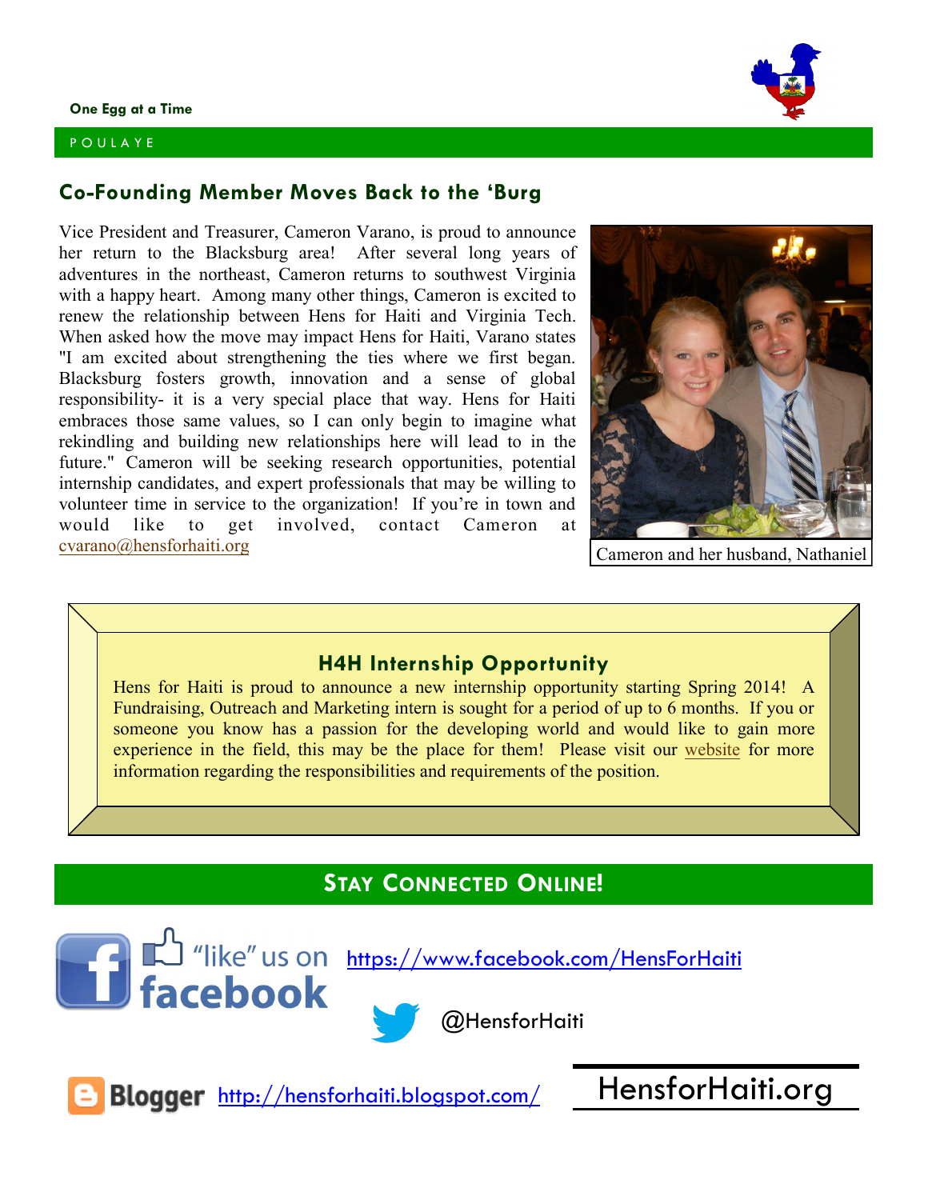## Co-Founding Member Moves Back to the 'Burg

Vice President and Treasurer, Cameron Varano, is proud to announce her return to the Blacksburg area! After several long years of adventures in the northeast, Cameron returns to southwest Virginia with a happy heart. Among many other things, Cameron is excited to renew the relationship between Hens for Haiti and Virginia Tech. When asked how the move may impact Hens for Haiti, Varano states "I am excited about strengthening the ties where we first began. Blacksburg fosters growth, innovation and a sense of global responsibility- it is a very special place that way. Hens for Haiti embraces those same values, so I can only begin to imagine what rekindling and building new relationships here will lead to in the future." Cameron will be seeking research opportunities, potential internship candidates, and expert professionals that may be willing to volunteer time in service to the organization! If you're in town and would like to get involved, contact Cameron at cvarano@hensforhaiti.org

Cameron and her husband, Nathaniel

### H4H Internship Opportunity

Hens for Haiti is proud to announce a new internship opportunity starting Spring 2014! A Fundraising, Outreach and Marketing intern is sought for a period of up to 6 months. If you or someone you know has a passion for the developing world and would like to gain more experience in the field, this may be the place for them! Please visit our website for more information regarding the responsibilities and requirements of the position.

## Stay Connected Online!

"like" us on facebook https://www.facebook.com/HensForHaiti

@HensforHaiti

Blogger http://hensforhaiti.blogspot.com/

HensforHaiti.org